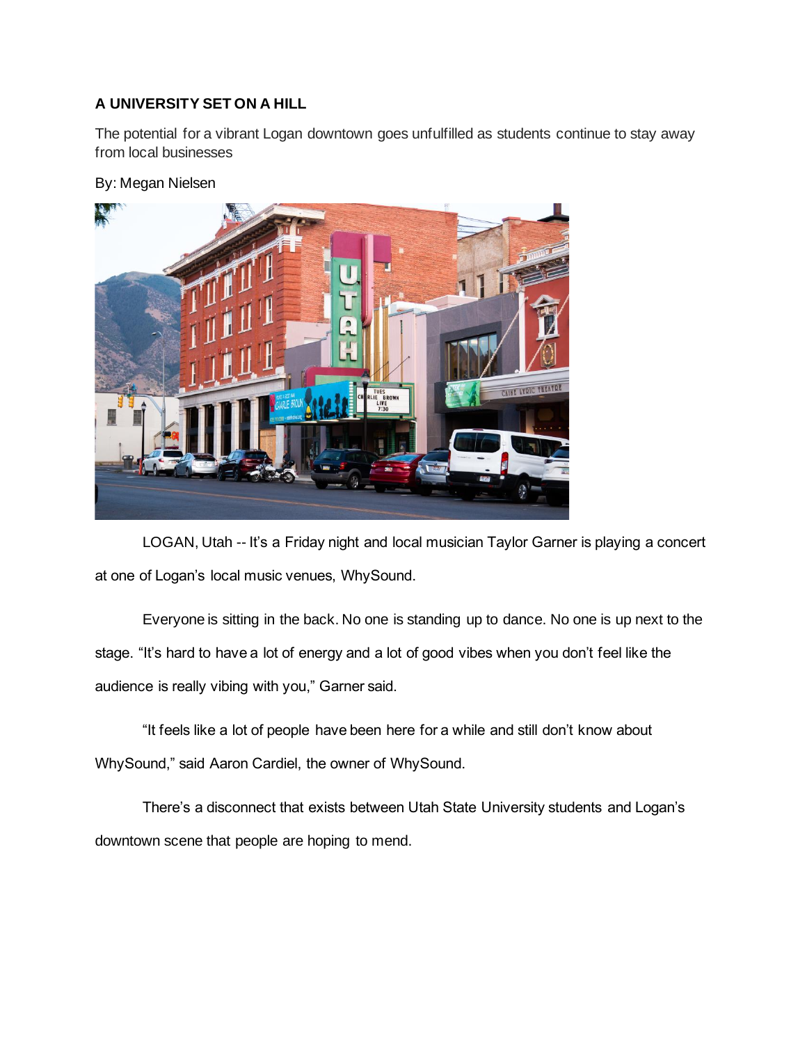# A UNIVERSITY SET ON A HILL

The potential for a vibrant Logan downtown goes unfulfilled as students continue to stay away from local businesses

By: Megan Nielsen

LOGAN, Utah -- It's a Friday night and local musician Taylor Garner is playing a concert at one of Logan's local music venues, WhySound.

Everyone is sitting in the back. No one is standing up to dance. No one is up next to the stage. "It's hard to have a lot of energy and a lot of good vibes when you don't feel like the audience is really vibing with you," Garner said.

"It feels like a lot of people have been here for a while and still don't know about WhySound," said Aaron Cardiel, the owner of WhySound.

There's a disconnect that exists between Utah State University students and Logan's downtown scene that people are hoping to mend.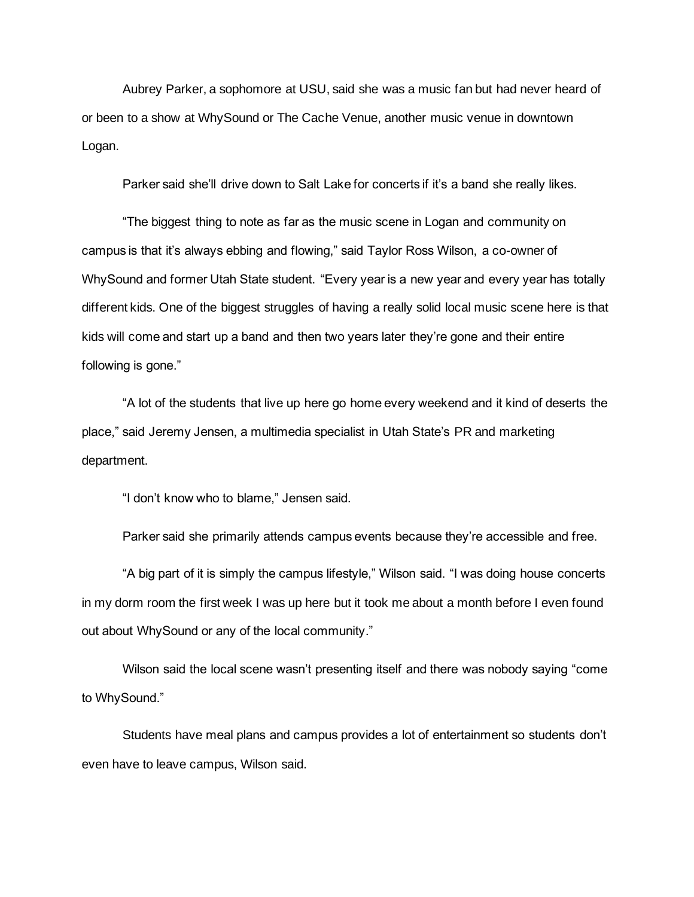Aubrey Parker, a sophomore at USU, said she was a music fan but had never heard of or been to a show at WhySound or The Cache Venue, another music venue in downtown Logan.

Parker said she'll drive down to Salt Lake for concerts if it's a band she really likes.

"The biggest thing to note as far as the music scene in Logan and community on campus is that it's always ebbing and flowing," said Taylor Ross Wilson, a co-owner of WhySound and former Utah State student. "Every year is a new year and every year has totally different kids. One of the biggest struggles of having a really solid local music scene here is that kids will come and start up a band and then two years later they're gone and their entire following is gone."

"A lot of the students that live up here go home every weekend and it kind of deserts the place," said Jeremy Jensen, a multimedia specialist in Utah State's PR and marketing department.

"I don't know who to blame," Jensen said.

Parker said she primarily attends campus events because they're accessible and free.

"A big part of it is simply the campus lifestyle," Wilson said. "I was doing house concerts in my dorm room the first week I was up here but it took me about a month before I even found out about WhySound or any of the local community."

Wilson said the local scene wasn't presenting itself and there was nobody saying "come to WhySound."

Students have meal plans and campus provides a lot of entertainment so students don't even have to leave campus, Wilson said.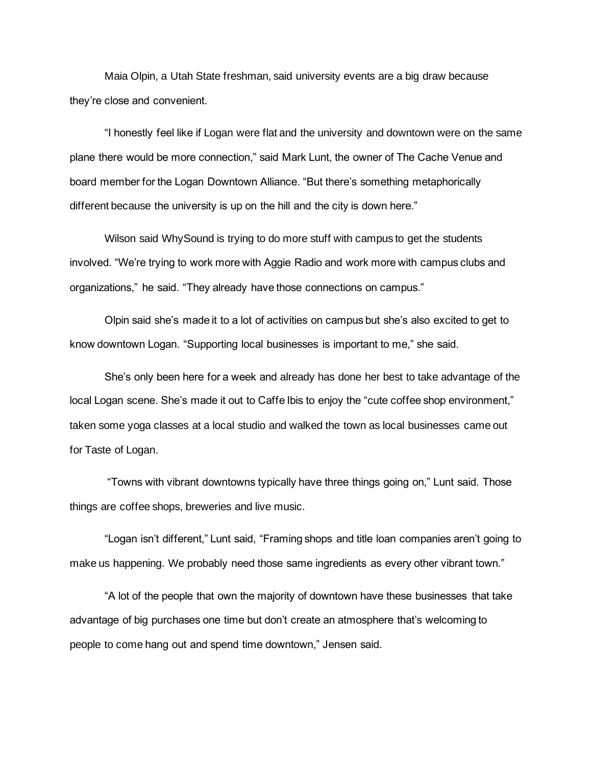Maia Olpin, a Utah State freshman, said university events are a big draw because they're close and convenient.

"I honestly feel like if Logan were flat and the university and downtown were on the same plane there would be more connection," said Mark Lunt, the owner of The Cache Venue and board member for the Logan Downtown Alliance. "But there's something metaphorically different because the university is up on the hill and the city is down here."

Wilson said WhySound is trying to do more stuff with campus to get the students involved. "We're trying to work more with Aggie Radio and work more with campus clubs and organizations," he said. "They already have those connections on campus."

Olpin said she's made it to a lot of activities on campus but she's also excited to get to know downtown Logan. "Supporting local businesses is important to me," she said.

She's only been here for a week and already has done her best to take advantage of the local Logan scene. She's made it out to Caffe Ibis to enjoy the "cute coffee shop environment," taken some yoga classes at a local studio and walked the town as local businesses came out for Taste of Logan.

"Towns with vibrant downtowns typically have three things going on," Lunt said. Those things are coffee shops, breweries and live music.

"Logan isn't different," Lunt said, "Framing shops and title loan companies aren't going to make us happening. We probably need those same ingredients as every other vibrant town."

"A lot of the people that own the majority of downtown have these businesses that take advantage of big purchases one time but don't create an atmosphere that's welcoming to people to come hang out and spend time downtown," Jensen said.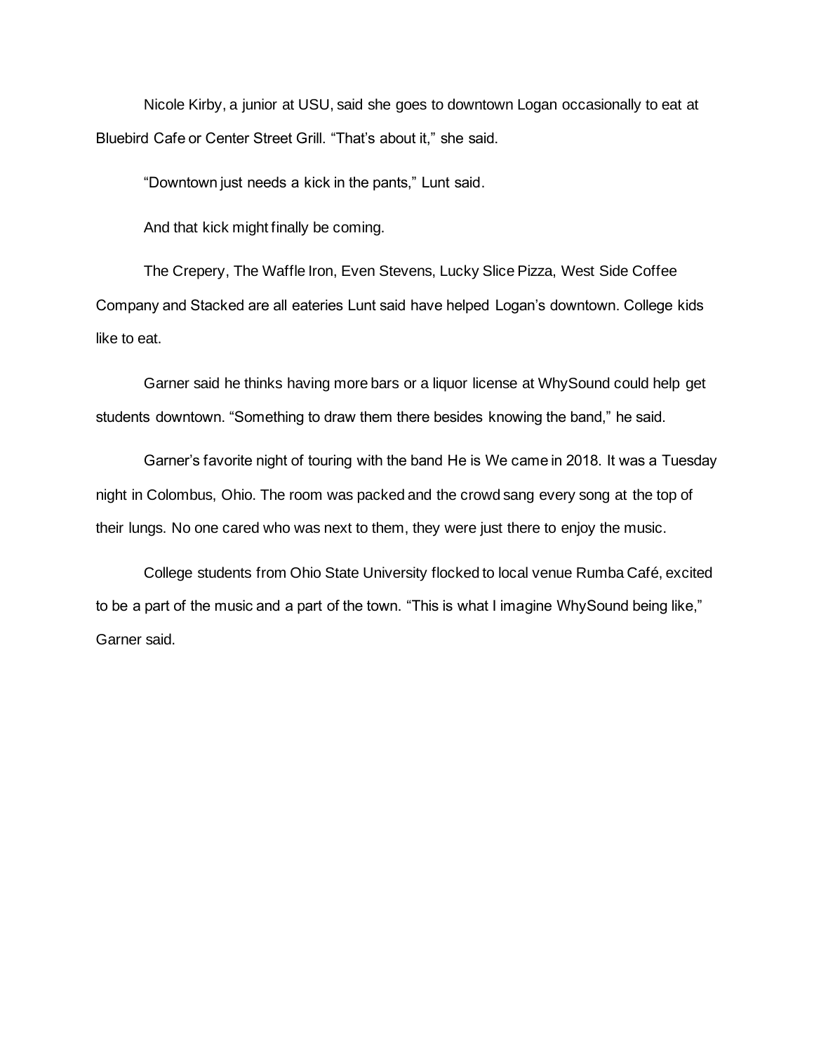Nicole Kirby, a junior at USU, said she goes to downtown Logan occasionally to eat at Bluebird Cafe or Center Street Grill. "That's about it," she said.

"Downtown just needs a kick in the pants," Lunt said.

And that kick might finally be coming.

The Crepery, The Waffle Iron, Even Stevens, Lucky Slice Pizza, West Side Coffee Company and Stacked are all eateries Lunt said have helped Logan's downtown. College kids like to eat.

Garner said he thinks having more bars or a liquor license at WhySound could help get students downtown. "Something to draw them there besides knowing the band," he said.

Garner's favorite night of touring with the band He is We came in 2018. It was a Tuesday night in Colombus, Ohio. The room was packed and the crowd sang every song at the top of their lungs. No one cared who was next to them, they were just there to enjoy the music.

College students from Ohio State University flocked to local venue Rumba Café, excited to be a part of the music and a part of the town. "This is what I imagine WhySound being like," Garner said.